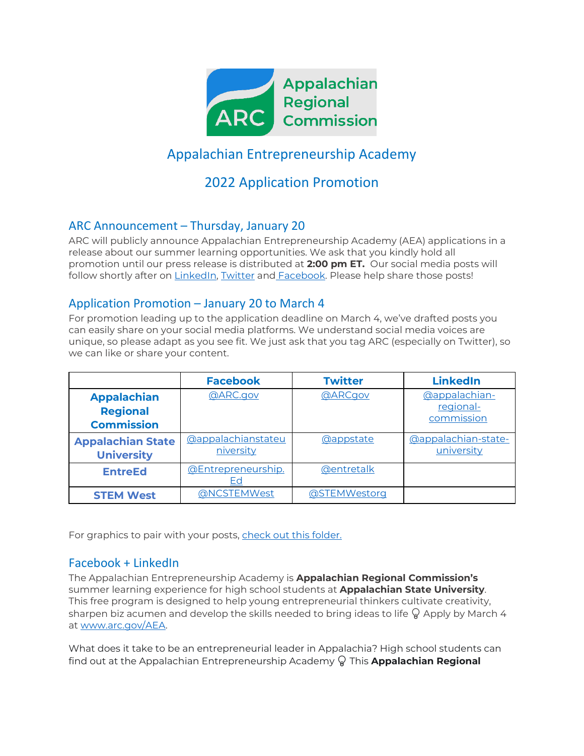Appalachian Regional Commission

# Appalachian Entrepreneurship Academy

# 2022 Application Promotion

## ARC Announcement – Thursday, January 20

ARC will publicly announce Appalachian Entrepreneurship Academy (AEA) applications in a release about our summer learning opportunities. We ask that you kindly hold all promotion until our press release is distributed at **2:00 pm ET.** Our social media posts will follow shortly after on LinkedIn, Twitter and Facebook. Please help share those posts!

## Application Promotion – January 20 to March 4

For promotion leading up to the application deadline on March 4, we've drafted posts you can easily share on your social media platforms. We understand social media voices are unique, so please adapt as you see fit. We just ask that you tag ARC (especially on Twitter), so we can like or share your content.

| | Facebook | Twitter | LinkedIn |
|---|---|---|---|
| **Appalachian Regional Commission** | @ARC.gov | @ARCgov | @appalachian-regional-commission |
| **Appalachian State University** | @appalachianstateuniversity | @appstate | @appalachian-state-university |
| **EntreEd** | @Entrepreneurship.Ed | @entretalk | |
| **STEM West** | @NCSTEMWest | @STEMWestorg | |

For graphics to pair with your posts, check out this folder.

## Facebook + LinkedIn

The Appalachian Entrepreneurship Academy is **Appalachian Regional Commission's** summer learning experience for high school students at **Appalachian State University**. This free program is designed to help young entrepreneurial thinkers cultivate creativity, sharpen biz acumen and develop the skills needed to bring ideas to life 💡 Apply by March 4 at www.arc.gov/AEA.

What does it take to be an entrepreneurial leader in Appalachia? High school students can find out at the Appalachian Entrepreneurship Academy 💡 This **Appalachian Regional**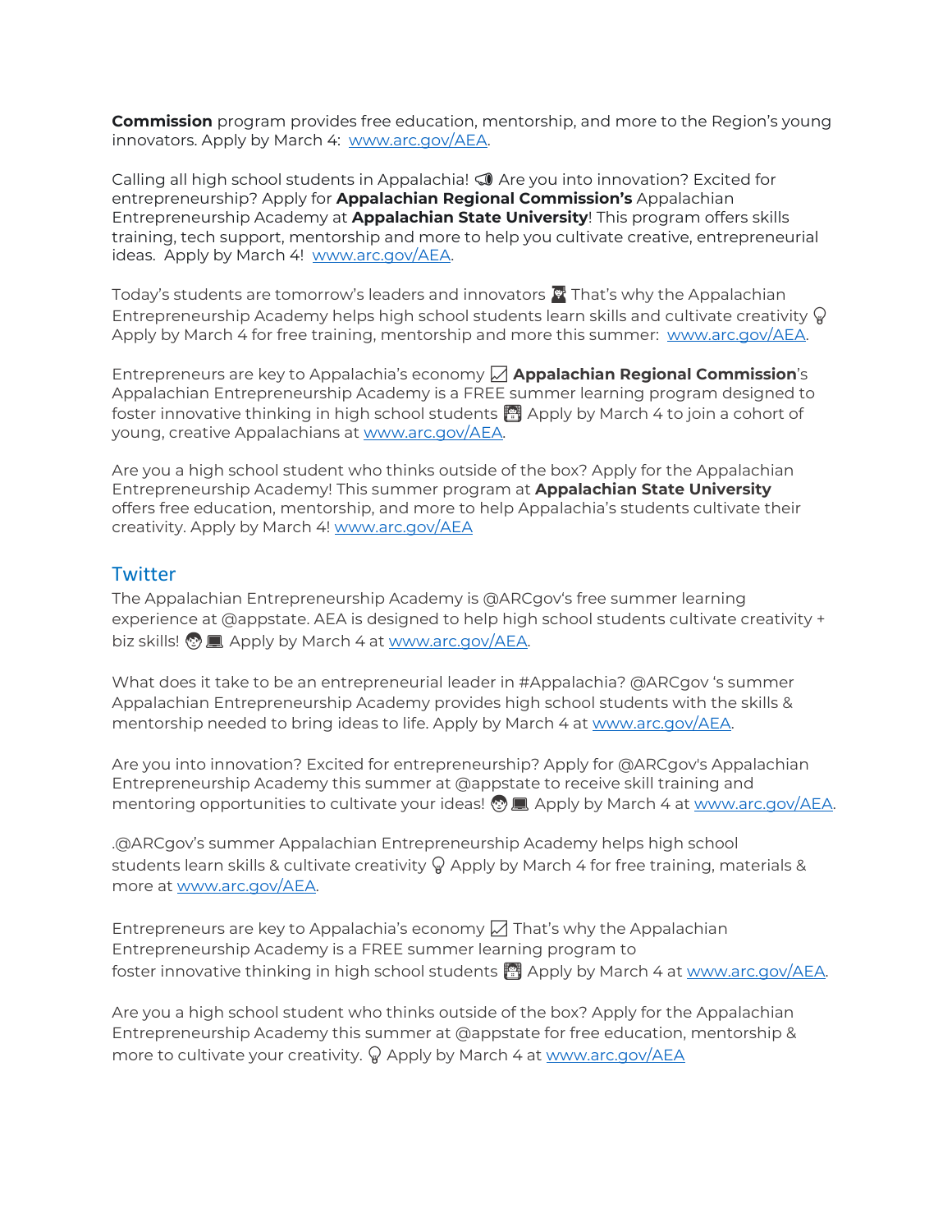**Commission** program provides free education, mentorship, and more to the Region's young innovators. Apply by March 4: www.arc.gov/AEA.

Calling all high school students in Appalachia! 📣 Are you into innovation? Excited for entrepreneurship? Apply for **Appalachian Regional Commission's** Appalachian Entrepreneurship Academy at **Appalachian State University**! This program offers skills training, tech support, mentorship and more to help you cultivate creative, entrepreneurial ideas. Apply by March 4! www.arc.gov/AEA.

Today's students are tomorrow's leaders and innovators 🧑‍🎓 That's why the Appalachian Entrepreneurship Academy helps high school students learn skills and cultivate creativity 💡 Apply by March 4 for free training, mentorship and more this summer: www.arc.gov/AEA.

Entrepreneurs are key to Appalachia's economy 📈 **Appalachian Regional Commission**'s Appalachian Entrepreneurship Academy is a FREE summer learning program designed to foster innovative thinking in high school students 🏫 Apply by March 4 to join a cohort of young, creative Appalachians at www.arc.gov/AEA.

Are you a high school student who thinks outside of the box? Apply for the Appalachian Entrepreneurship Academy! This summer program at **Appalachian State University** offers free education, mentorship, and more to help Appalachia's students cultivate their creativity. Apply by March 4! www.arc.gov/AEA

## Twitter

The Appalachian Entrepreneurship Academy is @ARCgov's free summer learning experience at @appstate. AEA is designed to help high school students cultivate creativity + biz skills! 🧒 💻 Apply by March 4 at www.arc.gov/AEA.

What does it take to be an entrepreneurial leader in #Appalachia? @ARCgov 's summer Appalachian Entrepreneurship Academy provides high school students with the skills & mentorship needed to bring ideas to life. Apply by March 4 at www.arc.gov/AEA.

Are you into innovation? Excited for entrepreneurship? Apply for @ARCgov's Appalachian Entrepreneurship Academy this summer at @appstate to receive skill training and mentoring opportunities to cultivate your ideas! 🧒 💻 Apply by March 4 at www.arc.gov/AEA.

.@ARCgov's summer Appalachian Entrepreneurship Academy helps high school students learn skills & cultivate creativity 💡 Apply by March 4 for free training, materials & more at www.arc.gov/AEA.

Entrepreneurs are key to Appalachia's economy 📈 That's why the Appalachian Entrepreneurship Academy is a FREE summer learning program to foster innovative thinking in high school students 🏫 Apply by March 4 at www.arc.gov/AEA.

Are you a high school student who thinks outside of the box? Apply for the Appalachian Entrepreneurship Academy this summer at @appstate for free education, mentorship & more to cultivate your creativity. 💡 Apply by March 4 at www.arc.gov/AEA